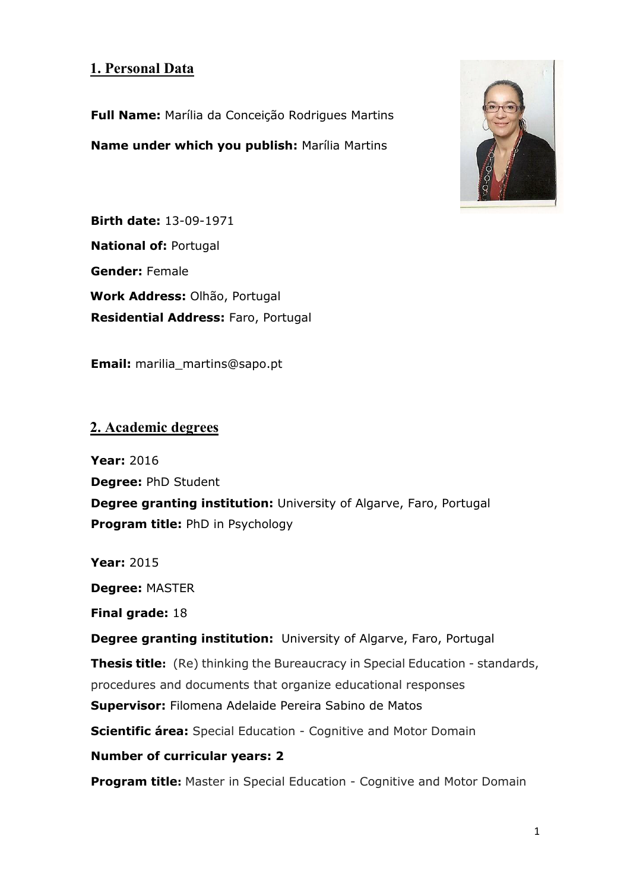## 1. Personal Data

**Full Name:** Marília da Conceição Rodrigues Martins

**Name under which you publish:** Marília Martins

**Birth date:** 13-09-1971

**National of:** Portugal

**Gender:** Female

**Work Address:** Olhão, Portugal

**Residential Address:** Faro, Portugal

**Email:** marilia_martins@sapo.pt

## 2. Academic degrees

**Year:** 2016

**Degree:** PhD Student

**Degree granting institution:** University of Algarve, Faro, Portugal

**Program title:** PhD in Psychology

**Year:** 2015

**Degree:** MASTER

**Final grade:** 18

**Degree granting institution:** University of Algarve, Faro, Portugal

**Thesis title:** (Re) thinking the Bureaucracy in Special Education - standards, procedures and documents that organize educational responses

**Supervisor:** Filomena Adelaide Pereira Sabino de Matos

**Scientific área:** Special Education - Cognitive and Motor Domain

**Number of curricular years: 2**

**Program title:** Master in Special Education - Cognitive and Motor Domain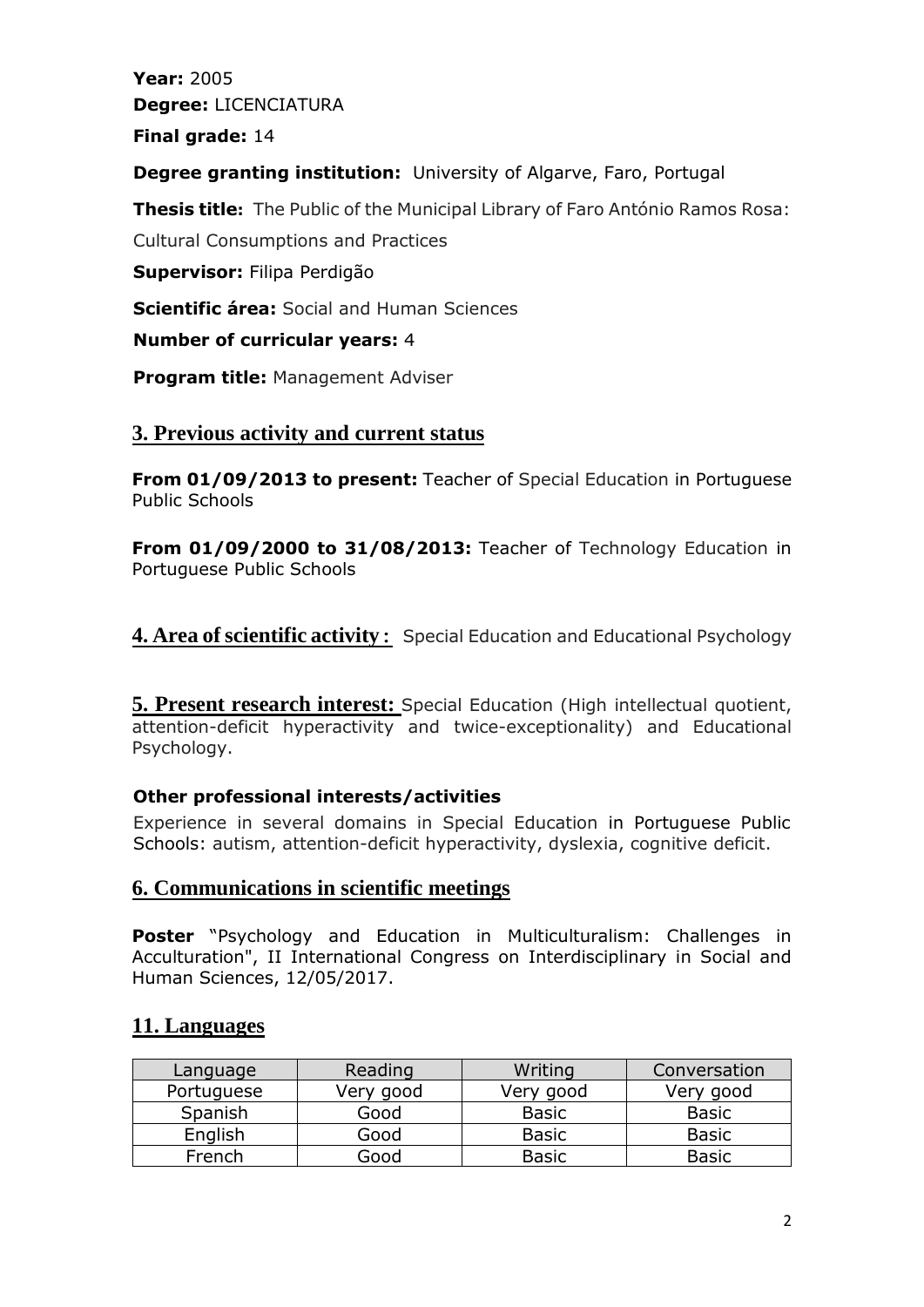**Year:** 2005

**Degree:** LICENCIATURA

**Final grade:** 14

**Degree granting institution:** University of Algarve, Faro, Portugal

**Thesis title:** The Public of the Municipal Library of Faro António Ramos Rosa: Cultural Consumptions and Practices

**Supervisor:** Filipa Perdigão

**Scientific área:** Social and Human Sciences

**Number of curricular years:** 4

**Program title:** Management Adviser

## 3. Previous activity and current status

**From 01/09/2013 to present:** Teacher of Special Education in Portuguese Public Schools

**From 01/09/2000 to 31/08/2013:** Teacher of Technology Education in Portuguese Public Schools

## 4. Area of scientific activity: Special Education and Educational Psychology

## 5. Present research interest: Special Education (High intellectual quotient, attention-deficit hyperactivity and twice-exceptionality) and Educational Psychology.

### Other professional interests/activities

Experience in several domains in Special Education in Portuguese Public Schools: autism, attention-deficit hyperactivity, dyslexia, cognitive deficit.

## 6. Communications in scientific meetings

**Poster** "Psychology and Education in Multiculturalism: Challenges in Acculturation", II International Congress on Interdisciplinary in Social and Human Sciences, 12/05/2017.

## 11. Languages

| Language | Reading | Writing | Conversation |
|---|---|---|---|
| Portuguese | Very good | Very good | Very good |
| Spanish | Good | Basic | Basic |
| English | Good | Basic | Basic |
| French | Good | Basic | Basic |